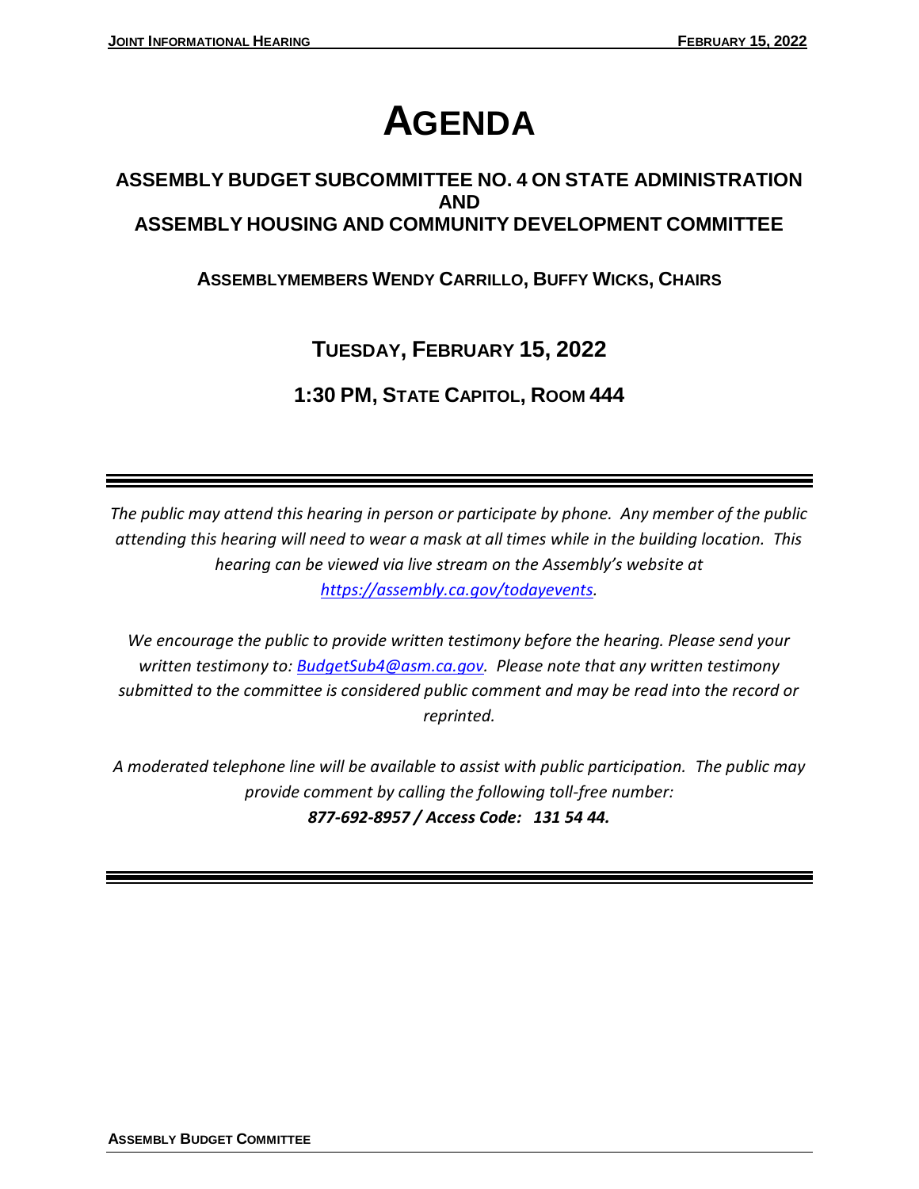# AGENDA

## ASSEMBLY BUDGET SUBCOMMITTEE NO. 4 ON STATE ADMINISTRATION AND ASSEMBLY HOUSING AND COMMUNITY DEVELOPMENT COMMITTEE

### ASSEMBLYMEMBERS WENDY CARRILLO, BUFFY WICKS, CHAIRS

### TUESDAY, FEBRUARY 15, 2022

### 1:30 PM, STATE CAPITOL, ROOM 444

---

*The public may attend this hearing in person or participate by phone. Any member of the public attending this hearing will need to wear a mask at all times while in the building location. This hearing can be viewed via live stream on the Assembly's website at [https://assembly.ca.gov/todayevents](https://assembly.ca.gov/todayevents).*

*We encourage the public to provide written testimony before the hearing. Please send your written testimony to: [BudgetSub4@asm.ca.gov](mailto:BudgetSub4@asm.ca.gov). Please note that any written testimony submitted to the committee is considered public comment and may be read into the record or reprinted.*

*A moderated telephone line will be available to assist with public participation. The public may provide comment by calling the following toll-free number:*
***877-692-8957 / Access Code: 131 54 44.***

---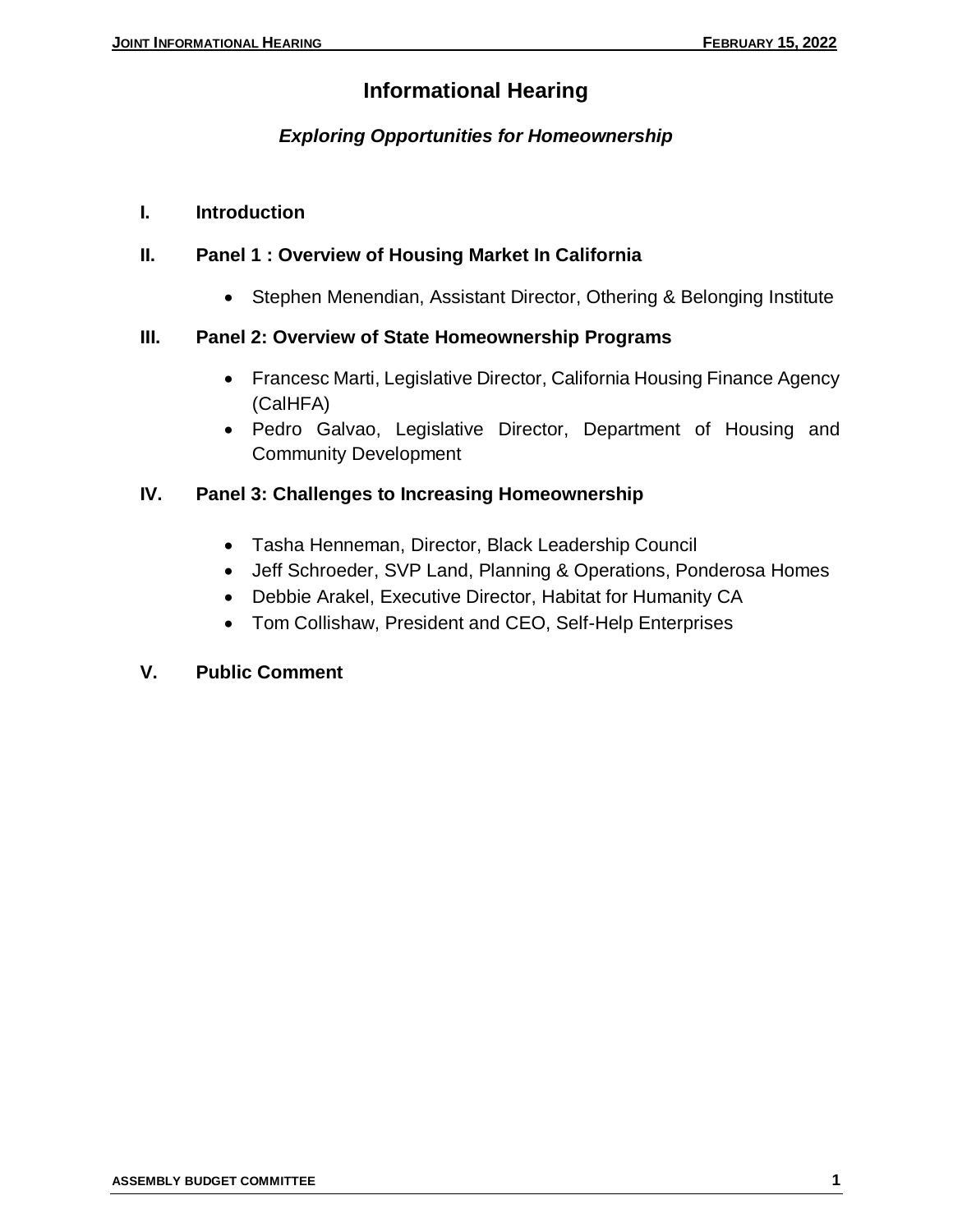# Informational Hearing

***Exploring Opportunities for Homeownership***

**I. Introduction**

**II. Panel 1 : Overview of Housing Market In California**

- Stephen Menendian, Assistant Director, Othering & Belonging Institute

**III. Panel 2: Overview of State Homeownership Programs**

- Francesc Marti, Legislative Director, California Housing Finance Agency (CalHFA)
- Pedro Galvao, Legislative Director, Department of Housing and Community Development

**IV. Panel 3: Challenges to Increasing Homeownership**

- Tasha Henneman, Director, Black Leadership Council
- Jeff Schroeder, SVP Land, Planning & Operations, Ponderosa Homes
- Debbie Arakel, Executive Director, Habitat for Humanity CA
- Tom Collishaw, President and CEO, Self-Help Enterprises

**V. Public Comment**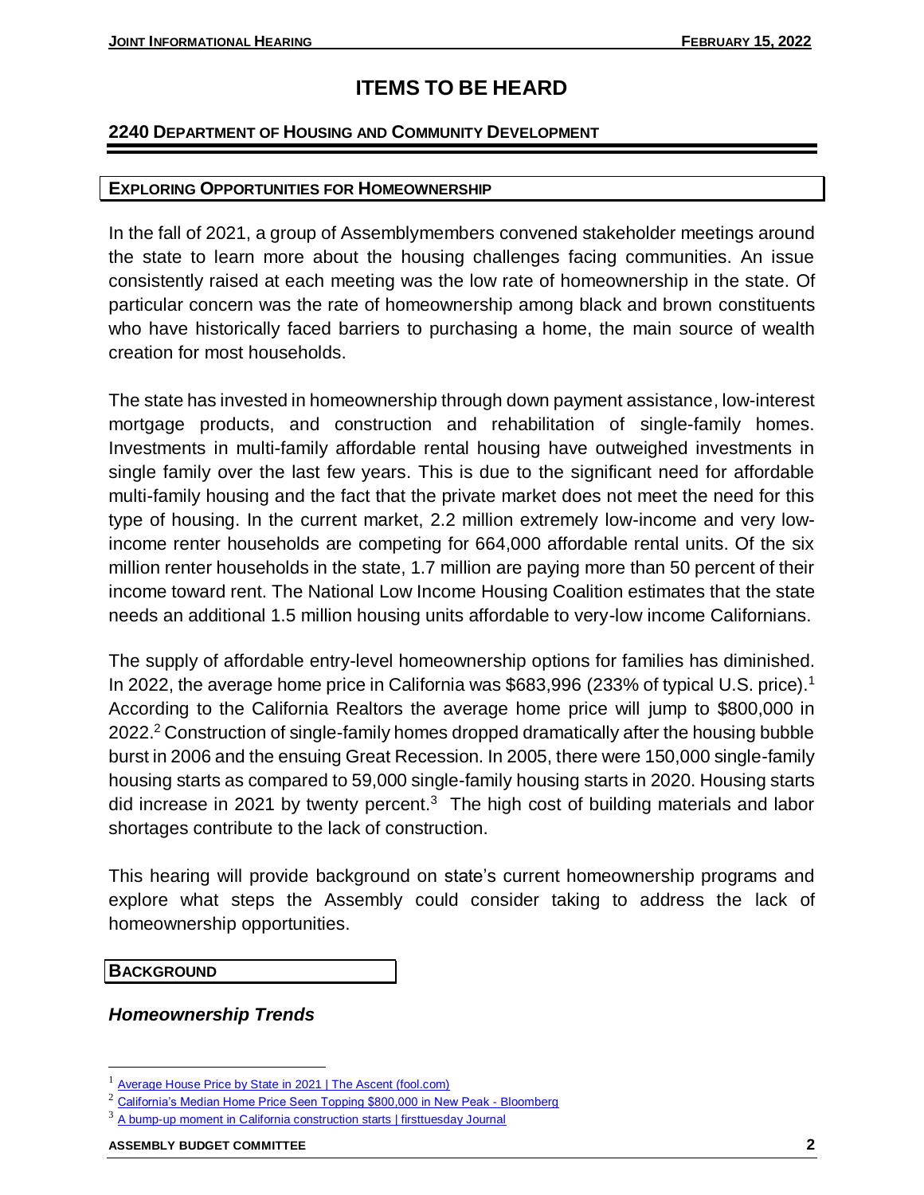# ITEMS TO BE HEARD

## 2240 DEPARTMENT OF HOUSING AND COMMUNITY DEVELOPMENT

### EXPLORING OPPORTUNITIES FOR HOMEOWNERSHIP

In the fall of 2021, a group of Assemblymembers convened stakeholder meetings around the state to learn more about the housing challenges facing communities. An issue consistently raised at each meeting was the low rate of homeownership in the state. Of particular concern was the rate of homeownership among black and brown constituents who have historically faced barriers to purchasing a home, the main source of wealth creation for most households.

The state has invested in homeownership through down payment assistance, low-interest mortgage products, and construction and rehabilitation of single-family homes. Investments in multi-family affordable rental housing have outweighed investments in single family over the last few years. This is due to the significant need for affordable multi-family housing and the fact that the private market does not meet the need for this type of housing. In the current market, 2.2 million extremely low-income and very low-income renter households are competing for 664,000 affordable rental units. Of the six million renter households in the state, 1.7 million are paying more than 50 percent of their income toward rent. The National Low Income Housing Coalition estimates that the state needs an additional 1.5 million housing units affordable to very-low income Californians.

The supply of affordable entry-level homeownership options for families has diminished. In 2022, the average home price in California was $683,996 (233% of typical U.S. price).[1] According to the California Realtors the average home price will jump to $800,000 in 2022.[2] Construction of single-family homes dropped dramatically after the housing bubble burst in 2006 and the ensuing Great Recession. In 2005, there were 150,000 single-family housing starts as compared to 59,000 single-family housing starts in 2020. Housing starts did increase in 2021 by twenty percent.[3] The high cost of building materials and labor shortages contribute to the lack of construction.

This hearing will provide background on state's current homeownership programs and explore what steps the Assembly could consider taking to address the lack of homeownership opportunities.

### BACKGROUND

### *Homeownership Trends*

---

[1] Average House Price by State in 2021 | The Ascent (fool.com)

[2] California's Median Home Price Seen Topping $800,000 in New Peak - Bloomberg

[3] A bump-up moment in California construction starts | firsttuesday Journal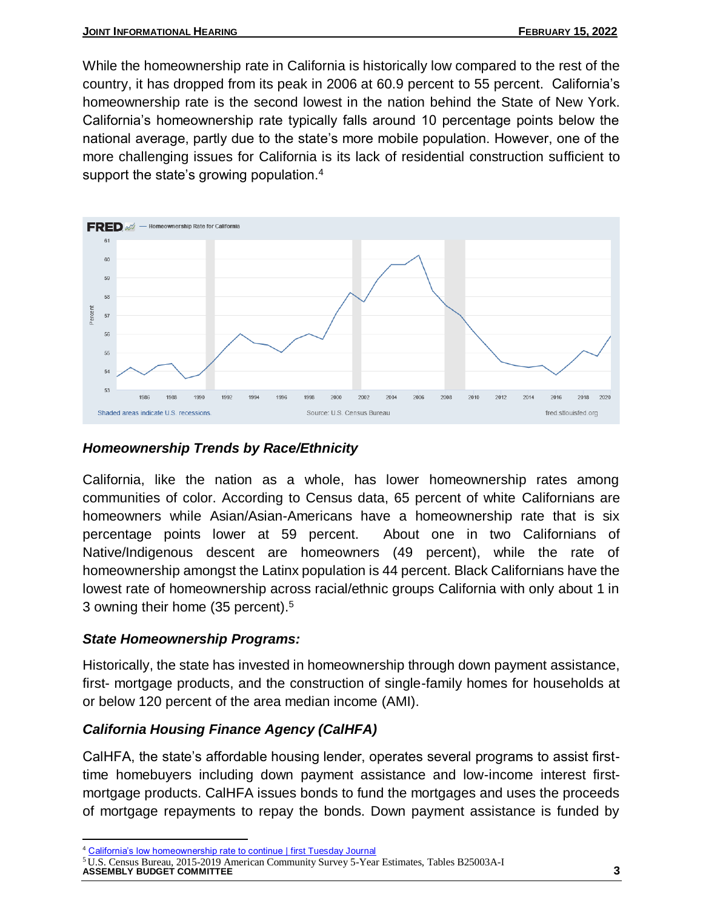While the homeownership rate in California is historically low compared to the rest of the country, it has dropped from its peak in 2006 at 60.9 percent to 55 percent. California's homeownership rate is the second lowest in the nation behind the State of New York. California's homeownership rate typically falls around 10 percentage points below the national average, partly due to the state's more mobile population. However, one of the more challenging issues for California is its lack of residential construction sufficient to support the state's growing population.[4]

### *Homeownership Trends by Race/Ethnicity*

California, like the nation as a whole, has lower homeownership rates among communities of color. According to Census data, 65 percent of white Californians are homeowners while Asian/Asian-Americans have a homeownership rate that is six percentage points lower at 59 percent. About one in two Californians of Native/Indigenous descent are homeowners (49 percent), while the rate of homeownership amongst the Latinx population is 44 percent. Black Californians have the lowest rate of homeownership across racial/ethnic groups California with only about 1 in 3 owning their home (35 percent).[5]

### *State Homeownership Programs:*

Historically, the state has invested in homeownership through down payment assistance, first- mortgage products, and the construction of single-family homes for households at or below 120 percent of the area median income (AMI).

### *California Housing Finance Agency (CalHFA)*

CalHFA, the state's affordable housing lender, operates several programs to assist first-time homebuyers including down payment assistance and low-income interest first-mortgage products. CalHFA issues bonds to fund the mortgages and uses the proceeds of mortgage repayments to repay the bonds. Down payment assistance is funded by

---

[4] California's low homeownership rate to continue | first Tuesday Journal

[5] U.S. Census Bureau, 2015-2019 American Community Survey 5-Year Estimates, Tables B25003A-I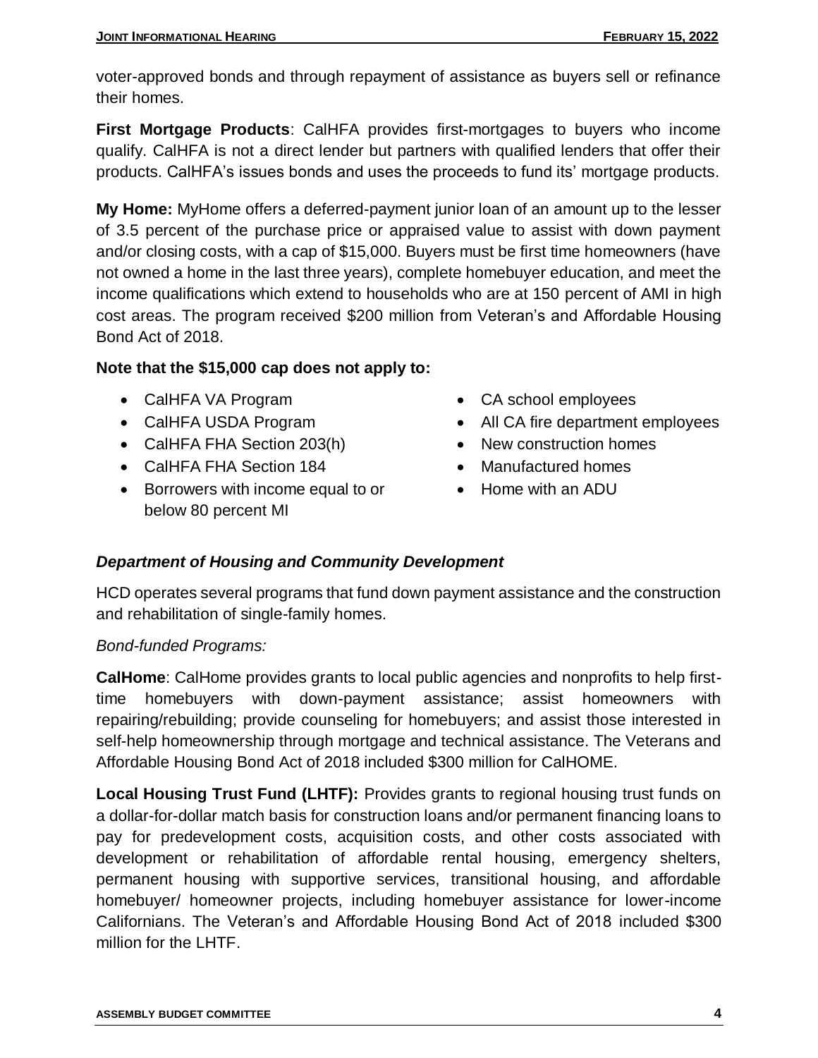voter-approved bonds and through repayment of assistance as buyers sell or refinance their homes.

**First Mortgage Products**: CalHFA provides first-mortgages to buyers who income qualify. CalHFA is not a direct lender but partners with qualified lenders that offer their products. CalHFA's issues bonds and uses the proceeds to fund its' mortgage products.

**My Home:** MyHome offers a deferred-payment junior loan of an amount up to the lesser of 3.5 percent of the purchase price or appraised value to assist with down payment and/or closing costs, with a cap of $15,000. Buyers must be first time homeowners (have not owned a home in the last three years), complete homebuyer education, and meet the income qualifications which extend to households who are at 150 percent of AMI in high cost areas. The program received $200 million from Veteran's and Affordable Housing Bond Act of 2018.

**Note that the $15,000 cap does not apply to:**

- CalHFA VA Program
- CalHFA USDA Program
- CalHFA FHA Section 203(h)
- CalHFA FHA Section 184
- Borrowers with income equal to or below 80 percent MI
- CA school employees
- All CA fire department employees
- New construction homes
- Manufactured homes
- Home with an ADU

### *Department of Housing and Community Development*

HCD operates several programs that fund down payment assistance and the construction and rehabilitation of single-family homes.

*Bond-funded Programs:*

**CalHome**: CalHome provides grants to local public agencies and nonprofits to help first-time homebuyers with down-payment assistance; assist homeowners with repairing/rebuilding; provide counseling for homebuyers; and assist those interested in self-help homeownership through mortgage and technical assistance. The Veterans and Affordable Housing Bond Act of 2018 included $300 million for CalHOME.

**Local Housing Trust Fund (LHTF):** Provides grants to regional housing trust funds on a dollar-for-dollar match basis for construction loans and/or permanent financing loans to pay for predevelopment costs, acquisition costs, and other costs associated with development or rehabilitation of affordable rental housing, emergency shelters, permanent housing with supportive services, transitional housing, and affordable homebuyer/ homeowner projects, including homebuyer assistance for lower-income Californians. The Veteran's and Affordable Housing Bond Act of 2018 included $300 million for the LHTF.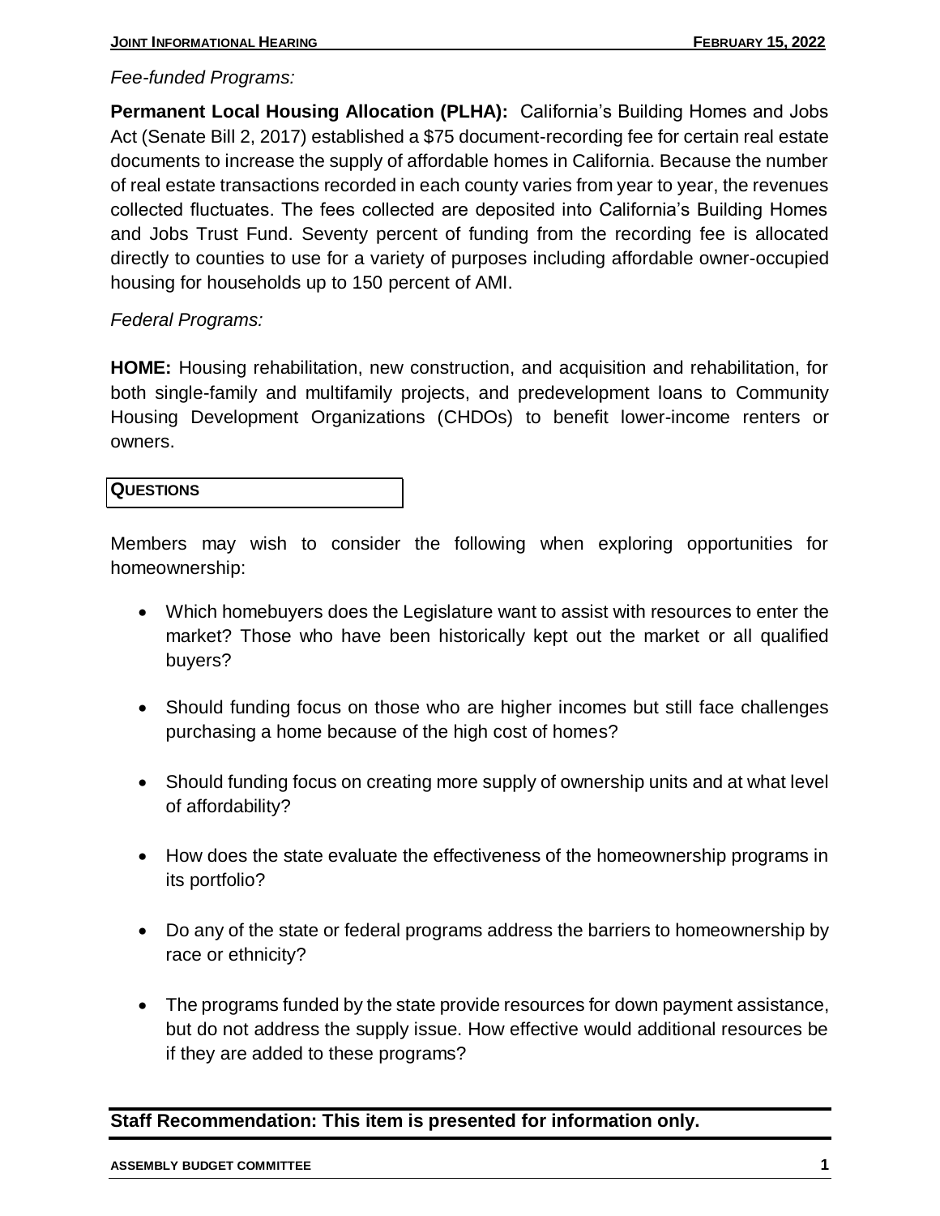*Fee-funded Programs:*

**Permanent Local Housing Allocation (PLHA):** California's Building Homes and Jobs Act (Senate Bill 2, 2017) established a $75 document-recording fee for certain real estate documents to increase the supply of affordable homes in California. Because the number of real estate transactions recorded in each county varies from year to year, the revenues collected fluctuates. The fees collected are deposited into California's Building Homes and Jobs Trust Fund. Seventy percent of funding from the recording fee is allocated directly to counties to use for a variety of purposes including affordable owner-occupied housing for households up to 150 percent of AMI.

*Federal Programs:*

**HOME:** Housing rehabilitation, new construction, and acquisition and rehabilitation, for both single-family and multifamily projects, and predevelopment loans to Community Housing Development Organizations (CHDOs) to benefit lower-income renters or owners.

**QUESTIONS**

Members may wish to consider the following when exploring opportunities for homeownership:

- Which homebuyers does the Legislature want to assist with resources to enter the market? Those who have been historically kept out the market or all qualified buyers?
- Should funding focus on those who are higher incomes but still face challenges purchasing a home because of the high cost of homes?
- Should funding focus on creating more supply of ownership units and at what level of affordability?
- How does the state evaluate the effectiveness of the homeownership programs in its portfolio?
- Do any of the state or federal programs address the barriers to homeownership by race or ethnicity?
- The programs funded by the state provide resources for down payment assistance, but do not address the supply issue. How effective would additional resources be if they are added to these programs?

**Staff Recommendation: This item is presented for information only.**